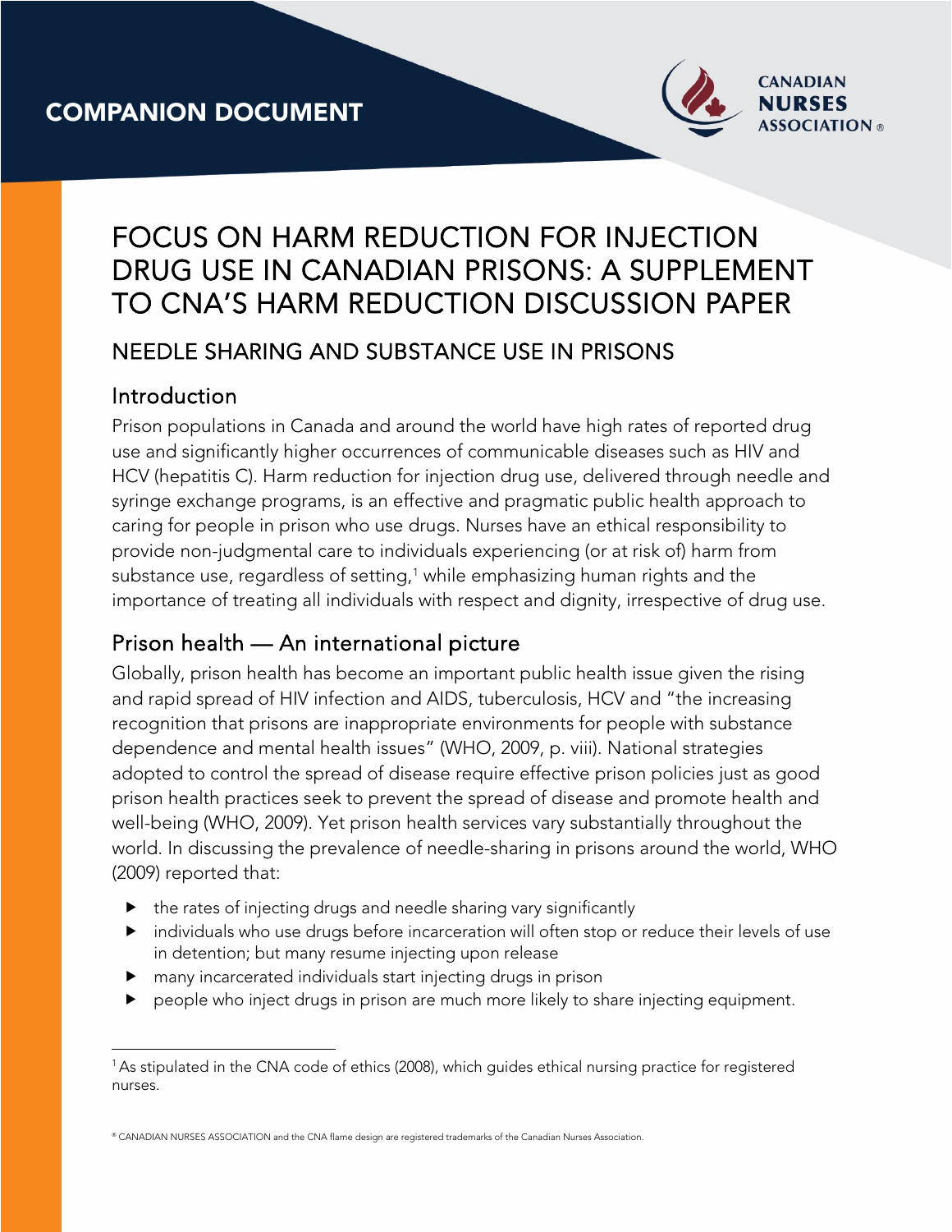COMPANION DOCUMENT

# FOCUS ON HARM REDUCTION FOR INJECTION DRUG USE IN CANADIAN PRISONS: A SUPPLEMENT TO CNA'S HARM REDUCTION DISCUSSION PAPER

## NEEDLE SHARING AND SUBSTANCE USE IN PRISONS

### Introduction

Prison populations in Canada and around the world have high rates of reported drug use and significantly higher occurrences of communicable diseases such as HIV and HCV (hepatitis C). Harm reduction for injection drug use, delivered through needle and syringe exchange programs, is an effective and pragmatic public health approach to caring for people in prison who use drugs. Nurses have an ethical responsibility to provide non-judgmental care to individuals experiencing (or at risk of) harm from substance use, regardless of setting,[1] while emphasizing human rights and the importance of treating all individuals with respect and dignity, irrespective of drug use.

### Prison health — An international picture

Globally, prison health has become an important public health issue given the rising and rapid spread of HIV infection and AIDS, tuberculosis, HCV and "the increasing recognition that prisons are inappropriate environments for people with substance dependence and mental health issues" (WHO, 2009, p. viii). National strategies adopted to control the spread of disease require effective prison policies just as good prison health practices seek to prevent the spread of disease and promote health and well-being (WHO, 2009). Yet prison health services vary substantially throughout the world. In discussing the prevalence of needle-sharing in prisons around the world, WHO (2009) reported that:

- the rates of injecting drugs and needle sharing vary significantly
- individuals who use drugs before incarceration will often stop or reduce their levels of use in detention; but many resume injecting upon release
- many incarcerated individuals start injecting drugs in prison
- people who inject drugs in prison are much more likely to share injecting equipment.

[1] As stipulated in the CNA code of ethics (2008), which guides ethical nursing practice for registered nurses.

® CANADIAN NURSES ASSOCIATION and the CNA flame design are registered trademarks of the Canadian Nurses Association.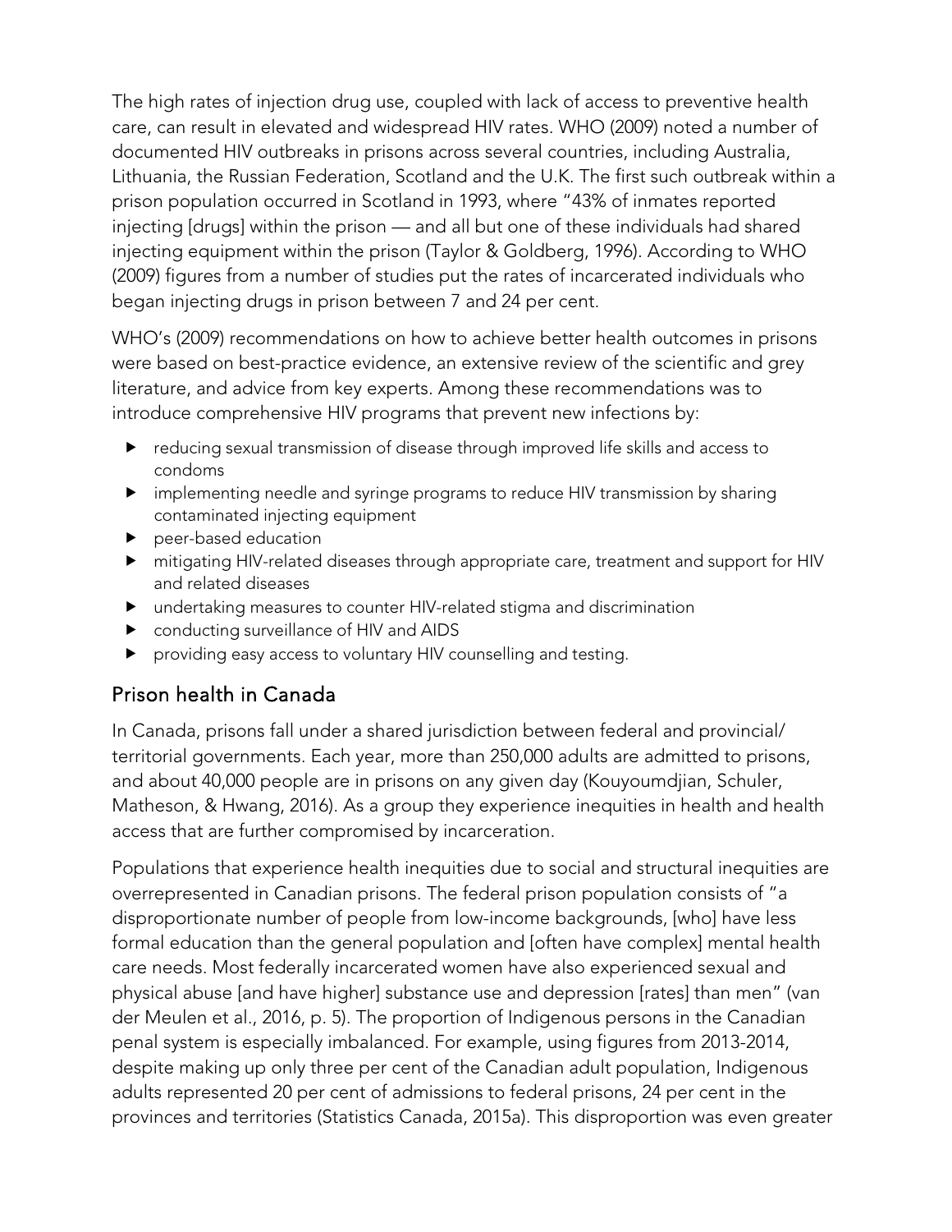The high rates of injection drug use, coupled with lack of access to preventive health care, can result in elevated and widespread HIV rates. WHO (2009) noted a number of documented HIV outbreaks in prisons across several countries, including Australia, Lithuania, the Russian Federation, Scotland and the U.K. The first such outbreak within a prison population occurred in Scotland in 1993, where "43% of inmates reported injecting [drugs] within the prison — and all but one of these individuals had shared injecting equipment within the prison (Taylor & Goldberg, 1996). According to WHO (2009) figures from a number of studies put the rates of incarcerated individuals who began injecting drugs in prison between 7 and 24 per cent.

WHO's (2009) recommendations on how to achieve better health outcomes in prisons were based on best-practice evidence, an extensive review of the scientific and grey literature, and advice from key experts. Among these recommendations was to introduce comprehensive HIV programs that prevent new infections by:

- reducing sexual transmission of disease through improved life skills and access to condoms
- implementing needle and syringe programs to reduce HIV transmission by sharing contaminated injecting equipment
- peer-based education
- mitigating HIV-related diseases through appropriate care, treatment and support for HIV and related diseases
- undertaking measures to counter HIV-related stigma and discrimination
- conducting surveillance of HIV and AIDS
- providing easy access to voluntary HIV counselling and testing.

## Prison health in Canada

In Canada, prisons fall under a shared jurisdiction between federal and provincial/territorial governments. Each year, more than 250,000 adults are admitted to prisons, and about 40,000 people are in prisons on any given day (Kouyoumdjian, Schuler, Matheson, & Hwang, 2016). As a group they experience inequities in health and health access that are further compromised by incarceration.

Populations that experience health inequities due to social and structural inequities are overrepresented in Canadian prisons. The federal prison population consists of "a disproportionate number of people from low-income backgrounds, [who] have less formal education than the general population and [often have complex] mental health care needs. Most federally incarcerated women have also experienced sexual and physical abuse [and have higher] substance use and depression [rates] than men" (van der Meulen et al., 2016, p. 5). The proportion of Indigenous persons in the Canadian penal system is especially imbalanced. For example, using figures from 2013-2014, despite making up only three per cent of the Canadian adult population, Indigenous adults represented 20 per cent of admissions to federal prisons, 24 per cent in the provinces and territories (Statistics Canada, 2015a). This disproportion was even greater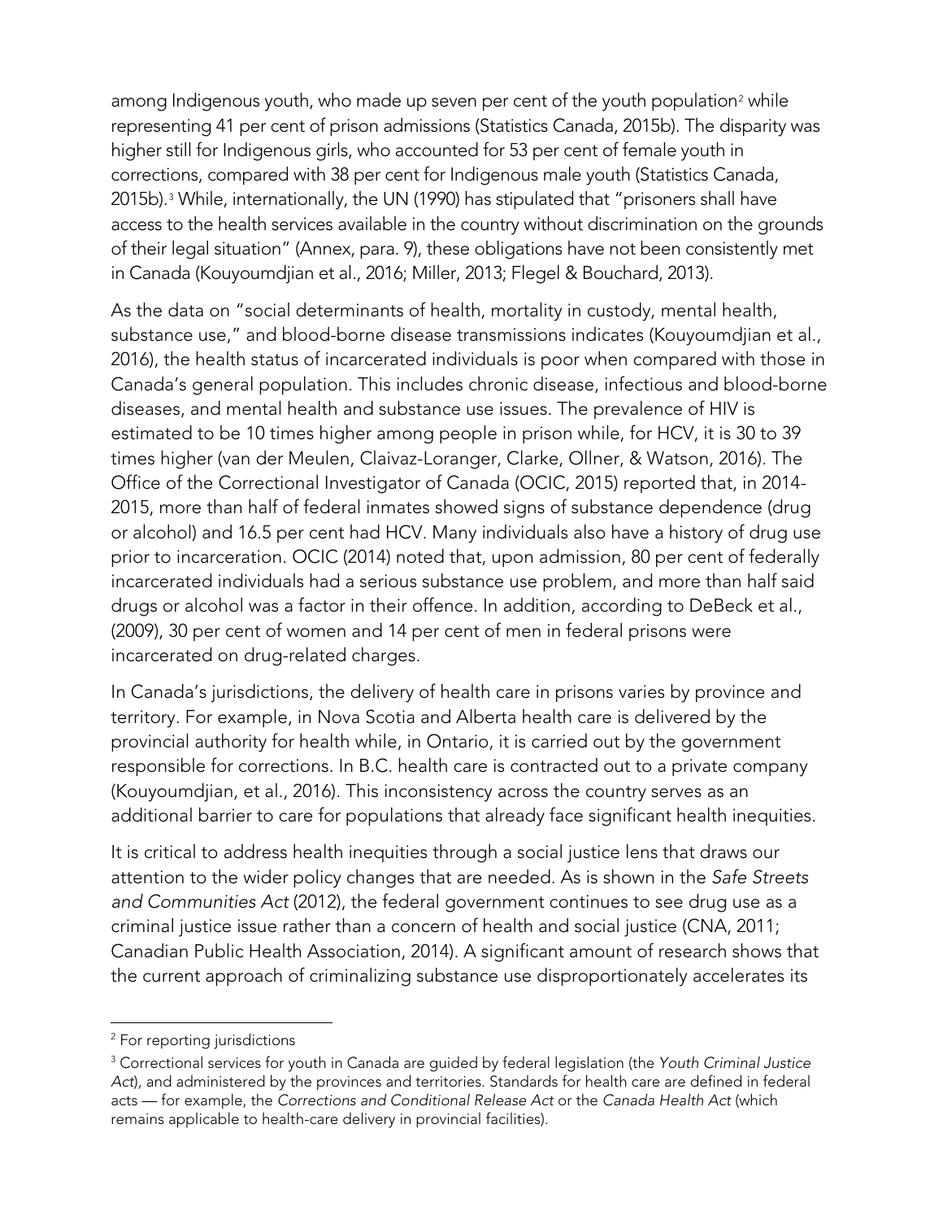among Indigenous youth, who made up seven per cent of the youth population[2] while representing 41 per cent of prison admissions (Statistics Canada, 2015b). The disparity was higher still for Indigenous girls, who accounted for 53 per cent of female youth in corrections, compared with 38 per cent for Indigenous male youth (Statistics Canada, 2015b).[3] While, internationally, the UN (1990) has stipulated that "prisoners shall have access to the health services available in the country without discrimination on the grounds of their legal situation" (Annex, para. 9), these obligations have not been consistently met in Canada (Kouyoumdjian et al., 2016; Miller, 2013; Flegel & Bouchard, 2013).

As the data on "social determinants of health, mortality in custody, mental health, substance use," and blood-borne disease transmissions indicates (Kouyoumdjian et al., 2016), the health status of incarcerated individuals is poor when compared with those in Canada's general population. This includes chronic disease, infectious and blood-borne diseases, and mental health and substance use issues. The prevalence of HIV is estimated to be 10 times higher among people in prison while, for HCV, it is 30 to 39 times higher (van der Meulen, Claivaz-Loranger, Clarke, Ollner, & Watson, 2016). The Office of the Correctional Investigator of Canada (OCIC, 2015) reported that, in 2014-2015, more than half of federal inmates showed signs of substance dependence (drug or alcohol) and 16.5 per cent had HCV. Many individuals also have a history of drug use prior to incarceration. OCIC (2014) noted that, upon admission, 80 per cent of federally incarcerated individuals had a serious substance use problem, and more than half said drugs or alcohol was a factor in their offence. In addition, according to DeBeck et al., (2009), 30 per cent of women and 14 per cent of men in federal prisons were incarcerated on drug-related charges.

In Canada's jurisdictions, the delivery of health care in prisons varies by province and territory. For example, in Nova Scotia and Alberta health care is delivered by the provincial authority for health while, in Ontario, it is carried out by the government responsible for corrections. In B.C. health care is contracted out to a private company (Kouyoumdjian, et al., 2016). This inconsistency across the country serves as an additional barrier to care for populations that already face significant health inequities.

It is critical to address health inequities through a social justice lens that draws our attention to the wider policy changes that are needed. As is shown in the *Safe Streets and Communities Act* (2012), the federal government continues to see drug use as a criminal justice issue rather than a concern of health and social justice (CNA, 2011; Canadian Public Health Association, 2014). A significant amount of research shows that the current approach of criminalizing substance use disproportionately accelerates its

---

[2] For reporting jurisdictions

[3] Correctional services for youth in Canada are guided by federal legislation (the *Youth Criminal Justice Act*), and administered by the provinces and territories. Standards for health care are defined in federal acts — for example, the *Corrections and Conditional Release Act* or the *Canada Health Act* (which remains applicable to health-care delivery in provincial facilities).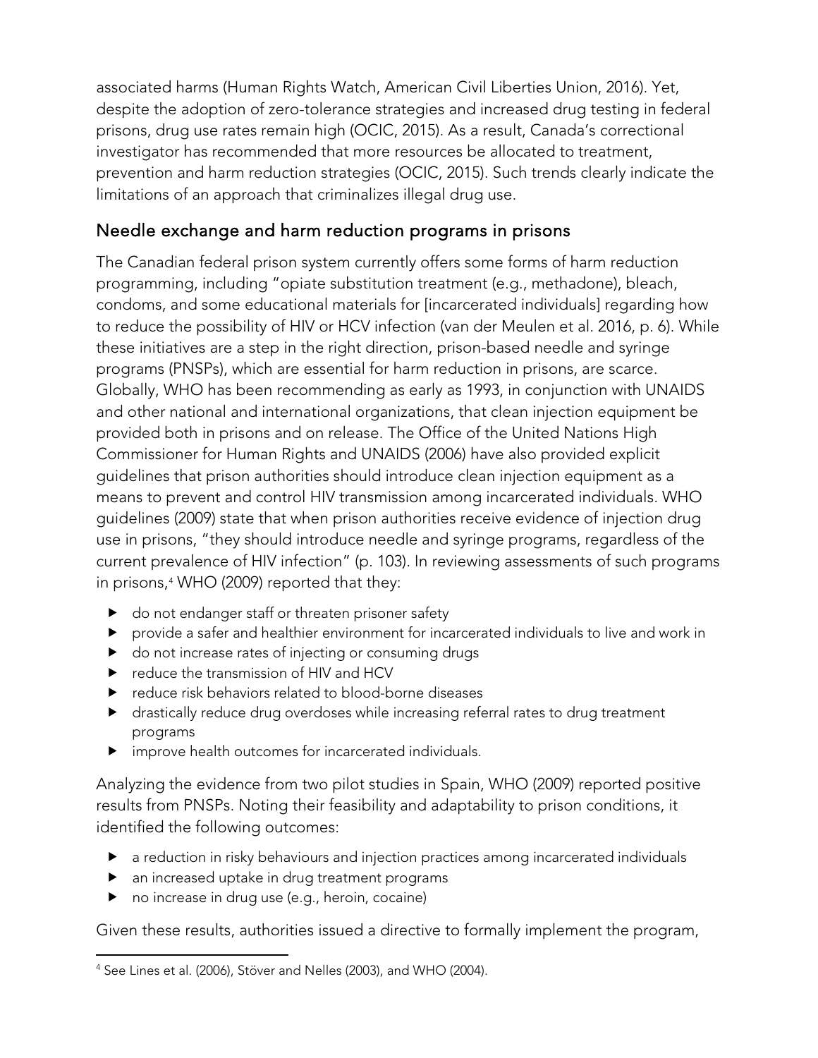associated harms (Human Rights Watch, American Civil Liberties Union, 2016). Yet, despite the adoption of zero-tolerance strategies and increased drug testing in federal prisons, drug use rates remain high (OCIC, 2015). As a result, Canada's correctional investigator has recommended that more resources be allocated to treatment, prevention and harm reduction strategies (OCIC, 2015). Such trends clearly indicate the limitations of an approach that criminalizes illegal drug use.

## Needle exchange and harm reduction programs in prisons

The Canadian federal prison system currently offers some forms of harm reduction programming, including "opiate substitution treatment (e.g., methadone), bleach, condoms, and some educational materials for [incarcerated individuals] regarding how to reduce the possibility of HIV or HCV infection (van der Meulen et al. 2016, p. 6). While these initiatives are a step in the right direction, prison-based needle and syringe programs (PNSPs), which are essential for harm reduction in prisons, are scarce. Globally, WHO has been recommending as early as 1993, in conjunction with UNAIDS and other national and international organizations, that clean injection equipment be provided both in prisons and on release. The Office of the United Nations High Commissioner for Human Rights and UNAIDS (2006) have also provided explicit guidelines that prison authorities should introduce clean injection equipment as a means to prevent and control HIV transmission among incarcerated individuals. WHO guidelines (2009) state that when prison authorities receive evidence of injection drug use in prisons, "they should introduce needle and syringe programs, regardless of the current prevalence of HIV infection" (p. 103). In reviewing assessments of such programs in prisons,[4] WHO (2009) reported that they:

- do not endanger staff or threaten prisoner safety
- provide a safer and healthier environment for incarcerated individuals to live and work in
- do not increase rates of injecting or consuming drugs
- reduce the transmission of HIV and HCV
- reduce risk behaviors related to blood-borne diseases
- drastically reduce drug overdoses while increasing referral rates to drug treatment programs
- improve health outcomes for incarcerated individuals.

Analyzing the evidence from two pilot studies in Spain, WHO (2009) reported positive results from PNSPs. Noting their feasibility and adaptability to prison conditions, it identified the following outcomes:

- a reduction in risky behaviours and injection practices among incarcerated individuals
- an increased uptake in drug treatment programs
- no increase in drug use (e.g., heroin, cocaine)

Given these results, authorities issued a directive to formally implement the program,

[4] See Lines et al. (2006), Stöver and Nelles (2003), and WHO (2004).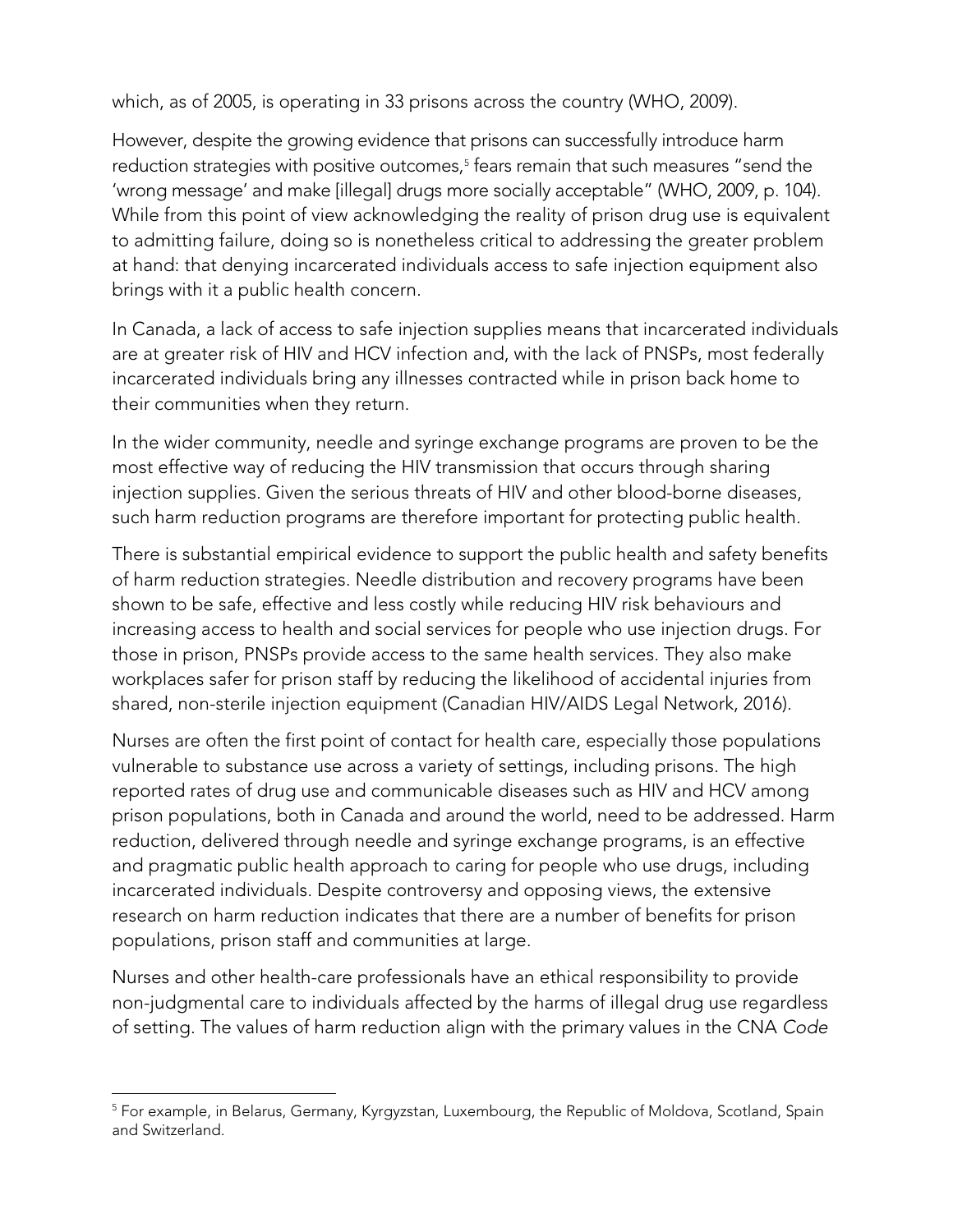which, as of 2005, is operating in 33 prisons across the country (WHO, 2009).

However, despite the growing evidence that prisons can successfully introduce harm reduction strategies with positive outcomes,[5] fears remain that such measures "send the 'wrong message' and make [illegal] drugs more socially acceptable" (WHO, 2009, p. 104). While from this point of view acknowledging the reality of prison drug use is equivalent to admitting failure, doing so is nonetheless critical to addressing the greater problem at hand: that denying incarcerated individuals access to safe injection equipment also brings with it a public health concern.

In Canada, a lack of access to safe injection supplies means that incarcerated individuals are at greater risk of HIV and HCV infection and, with the lack of PNSPs, most federally incarcerated individuals bring any illnesses contracted while in prison back home to their communities when they return.

In the wider community, needle and syringe exchange programs are proven to be the most effective way of reducing the HIV transmission that occurs through sharing injection supplies. Given the serious threats of HIV and other blood-borne diseases, such harm reduction programs are therefore important for protecting public health.

There is substantial empirical evidence to support the public health and safety benefits of harm reduction strategies. Needle distribution and recovery programs have been shown to be safe, effective and less costly while reducing HIV risk behaviours and increasing access to health and social services for people who use injection drugs. For those in prison, PNSPs provide access to the same health services. They also make workplaces safer for prison staff by reducing the likelihood of accidental injuries from shared, non-sterile injection equipment (Canadian HIV/AIDS Legal Network, 2016).

Nurses are often the first point of contact for health care, especially those populations vulnerable to substance use across a variety of settings, including prisons. The high reported rates of drug use and communicable diseases such as HIV and HCV among prison populations, both in Canada and around the world, need to be addressed. Harm reduction, delivered through needle and syringe exchange programs, is an effective and pragmatic public health approach to caring for people who use drugs, including incarcerated individuals. Despite controversy and opposing views, the extensive research on harm reduction indicates that there are a number of benefits for prison populations, prison staff and communities at large.

Nurses and other health-care professionals have an ethical responsibility to provide non-judgmental care to individuals affected by the harms of illegal drug use regardless of setting. The values of harm reduction align with the primary values in the CNA *Code*

---

[5] For example, in Belarus, Germany, Kyrgyzstan, Luxembourg, the Republic of Moldova, Scotland, Spain and Switzerland.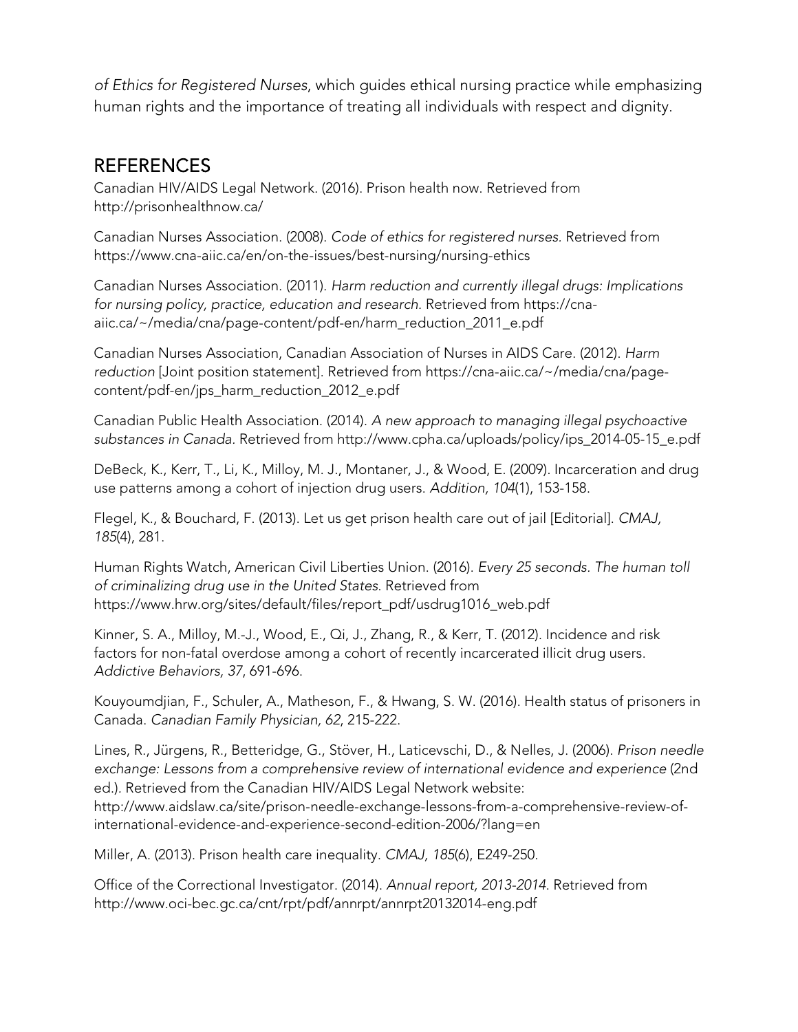*of Ethics for Registered Nurses*, which guides ethical nursing practice while emphasizing human rights and the importance of treating all individuals with respect and dignity.

## REFERENCES

Canadian HIV/AIDS Legal Network. (2016). Prison health now. Retrieved from http://prisonhealthnow.ca/

Canadian Nurses Association. (2008). *Code of ethics for registered nurses.* Retrieved from https://www.cna-aiic.ca/en/on-the-issues/best-nursing/nursing-ethics

Canadian Nurses Association. (2011). *Harm reduction and currently illegal drugs: Implications for nursing policy, practice, education and research.* Retrieved from https://cna-aiic.ca/~/media/cna/page-content/pdf-en/harm_reduction_2011_e.pdf

Canadian Nurses Association, Canadian Association of Nurses in AIDS Care. (2012). *Harm reduction* [Joint position statement]. Retrieved from https://cna-aiic.ca/~/media/cna/page-content/pdf-en/jps_harm_reduction_2012_e.pdf

Canadian Public Health Association. (2014). *A new approach to managing illegal psychoactive substances in Canada*. Retrieved from http://www.cpha.ca/uploads/policy/ips_2014-05-15_e.pdf

DeBeck, K., Kerr, T., Li, K., Milloy, M. J., Montaner, J., & Wood, E. (2009). Incarceration and drug use patterns among a cohort of injection drug users. *Addition, 104*(1), 153-158.

Flegel, K., & Bouchard, F. (2013). Let us get prison health care out of jail [Editorial]. *CMAJ, 185*(4), 281.

Human Rights Watch, American Civil Liberties Union. (2016). *Every 25 seconds. The human toll of criminalizing drug use in the United States*. Retrieved from https://www.hrw.org/sites/default/files/report_pdf/usdrug1016_web.pdf

Kinner, S. A., Milloy, M.-J., Wood, E., Qi, J., Zhang, R., & Kerr, T. (2012). Incidence and risk factors for non-fatal overdose among a cohort of recently incarcerated illicit drug users. *Addictive Behaviors, 37*, 691-696.

Kouyoumdjian, F., Schuler, A., Matheson, F., & Hwang, S. W. (2016). Health status of prisoners in Canada. *Canadian Family Physician, 62*, 215-222.

Lines, R., Jürgens, R., Betteridge, G., Stöver, H., Laticevschi, D., & Nelles, J. (2006). *Prison needle exchange: Lessons from a comprehensive review of international evidence and experience* (2nd ed.). Retrieved from the Canadian HIV/AIDS Legal Network website: http://www.aidslaw.ca/site/prison-needle-exchange-lessons-from-a-comprehensive-review-of-international-evidence-and-experience-second-edition-2006/?lang=en

Miller, A. (2013). Prison health care inequality. *CMAJ, 185*(6), E249-250.

Office of the Correctional Investigator. (2014). *Annual report, 2013-2014*. Retrieved from http://www.oci-bec.gc.ca/cnt/rpt/pdf/annrpt/annrpt20132014-eng.pdf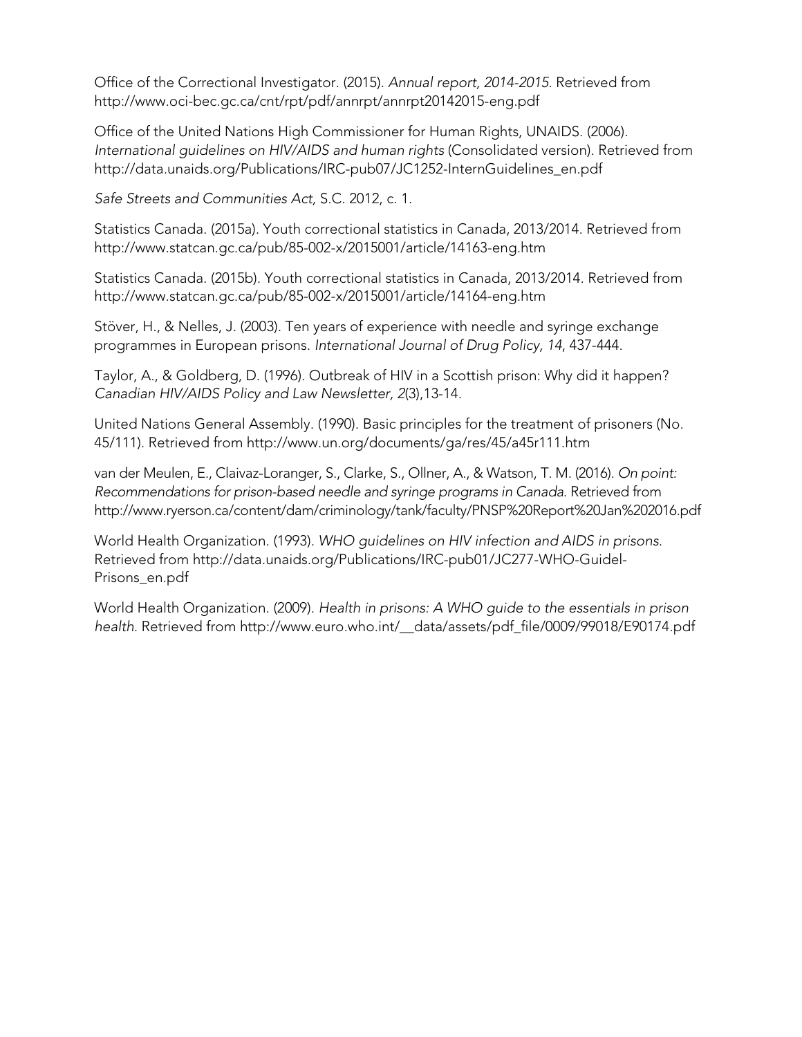Office of the Correctional Investigator. (2015). *Annual report, 2014-2015*. Retrieved from http://www.oci-bec.gc.ca/cnt/rpt/pdf/annrpt/annrpt20142015-eng.pdf

Office of the United Nations High Commissioner for Human Rights, UNAIDS. (2006). *International guidelines on HIV/AIDS and human rights* (Consolidated version). Retrieved from http://data.unaids.org/Publications/IRC-pub07/JC1252-InternGuidelines_en.pdf

*Safe Streets and Communities Act*, S.C. 2012, c. 1.

Statistics Canada. (2015a). Youth correctional statistics in Canada, 2013/2014. Retrieved from http://www.statcan.gc.ca/pub/85-002-x/2015001/article/14163-eng.htm

Statistics Canada. (2015b). Youth correctional statistics in Canada, 2013/2014. Retrieved from http://www.statcan.gc.ca/pub/85-002-x/2015001/article/14164-eng.htm

Stöver, H., & Nelles, J. (2003). Ten years of experience with needle and syringe exchange programmes in European prisons. *International Journal of Drug Policy, 14*, 437-444.

Taylor, A., & Goldberg, D. (1996). Outbreak of HIV in a Scottish prison: Why did it happen? *Canadian HIV/AIDS Policy and Law Newsletter, 2*(3),13-14.

United Nations General Assembly. (1990). Basic principles for the treatment of prisoners (No. 45/111). Retrieved from http://www.un.org/documents/ga/res/45/a45r111.htm

van der Meulen, E., Claivaz-Loranger, S., Clarke, S., Ollner, A., & Watson, T. M. (2016). *On point: Recommendations for prison-based needle and syringe programs in Canada*. Retrieved from http://www.ryerson.ca/content/dam/criminology/tank/faculty/PNSP%20Report%20Jan%202016.pdf

World Health Organization. (1993). *WHO guidelines on HIV infection and AIDS in prisons*. Retrieved from http://data.unaids.org/Publications/IRC-pub01/JC277-WHO-Guidel-Prisons_en.pdf

World Health Organization. (2009). *Health in prisons: A WHO guide to the essentials in prison health*. Retrieved from http://www.euro.who.int/__data/assets/pdf_file/0009/99018/E90174.pdf